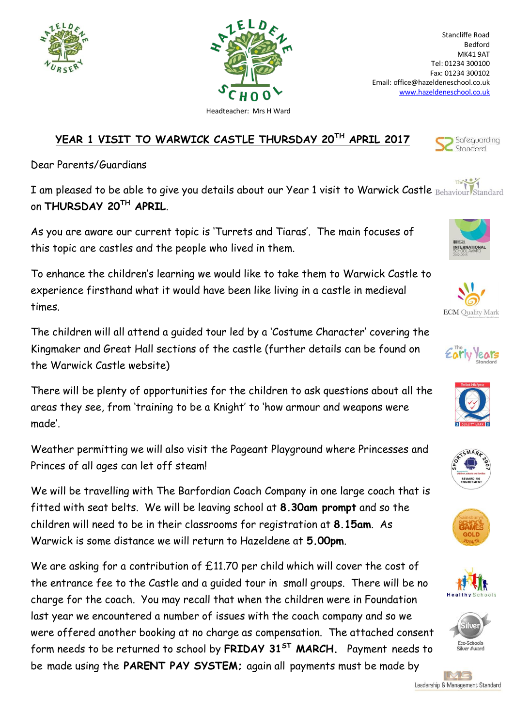Stancliffe Road
Bedford
MK41 9AT
Tel: 01234 300100
Fax: 01234 300102
Email: office@hazeldeneschool.co.uk
www.hazeldeneschool.co.uk

Headteacher: Mrs H Ward

## YEAR 1 VISIT TO WARWICK CASTLE THURSDAY 20TH APRIL 2017

Dear Parents/Guardians

I am pleased to be able to give you details about our Year 1 visit to Warwick Castle on **THURSDAY 20TH APRIL**.

As you are aware our current topic is 'Turrets and Tiaras'. The main focuses of this topic are castles and the people who lived in them.

To enhance the children's learning we would like to take them to Warwick Castle to experience firsthand what it would have been like living in a castle in medieval times.

The children will all attend a guided tour led by a 'Costume Character' covering the Kingmaker and Great Hall sections of the castle (further details can be found on the Warwick Castle website)

There will be plenty of opportunities for the children to ask questions about all the areas they see, from 'training to be a Knight' to 'how armour and weapons were made'.

Weather permitting we will also visit the Pageant Playground where Princesses and Princes of all ages can let off steam!

We will be travelling with The Barfordian Coach Company in one large coach that is fitted with seat belts. We will be leaving school at **8.30am prompt** and so the children will need to be in their classrooms for registration at **8.15am**. As Warwick is some distance we will return to Hazeldene at **5.00pm**.

We are asking for a contribution of £11.70 per child which will cover the cost of the entrance fee to the Castle and a guided tour in small groups. There will be no charge for the coach. You may recall that when the children were in Foundation last year we encountered a number of issues with the coach company and so we were offered another booking at no charge as compensation. The attached consent form needs to be returned to school by **FRIDAY 31ST MARCH**. Payment needs to be made using the **PARENT PAY SYSTEM;** again all payments must be made by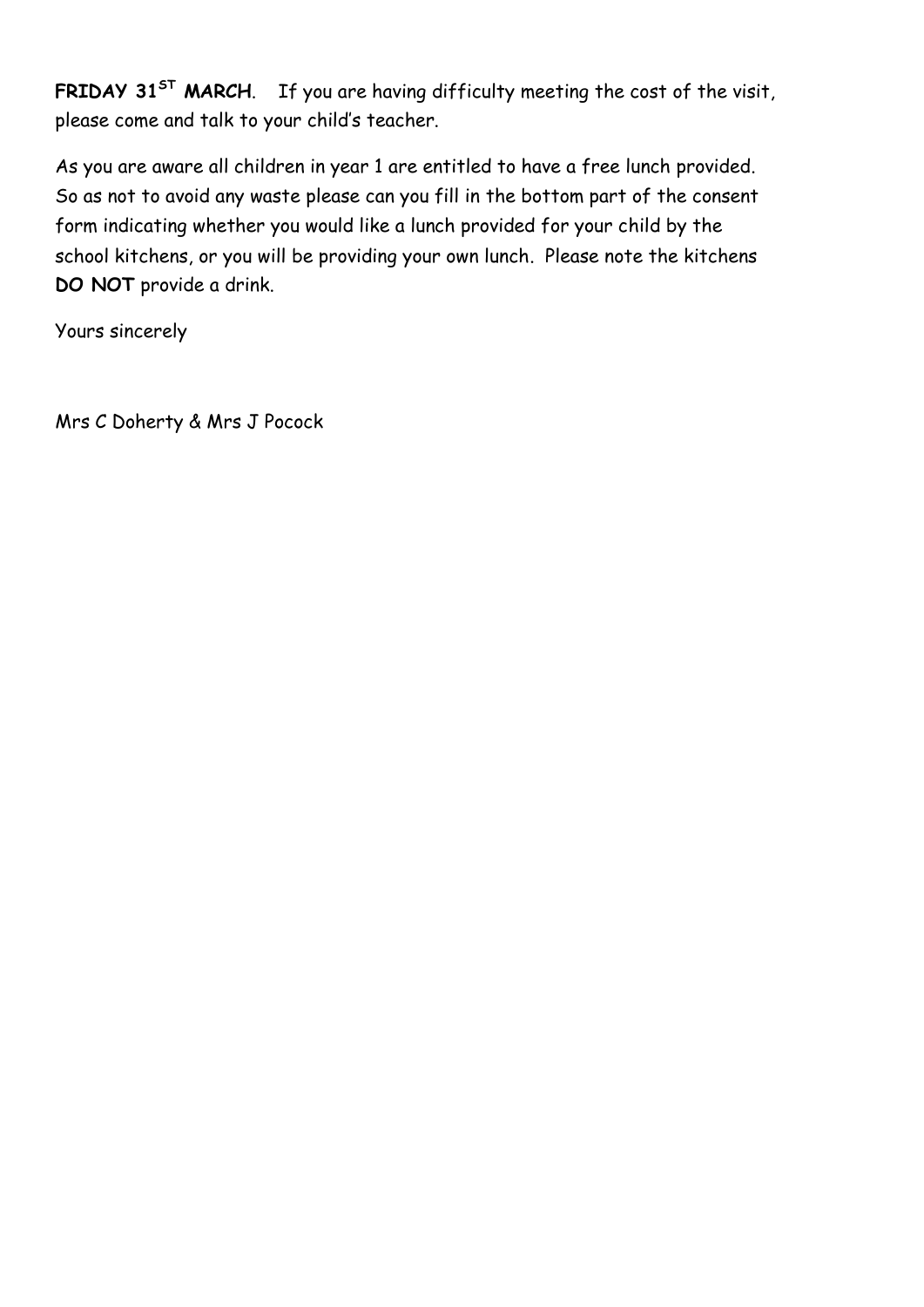**FRIDAY 31ST MARCH**. If you are having difficulty meeting the cost of the visit, please come and talk to your child's teacher.

As you are aware all children in year 1 are entitled to have a free lunch provided. So as not to avoid any waste please can you fill in the bottom part of the consent form indicating whether you would like a lunch provided for your child by the school kitchens, or you will be providing your own lunch. Please note the kitchens **DO NOT** provide a drink.

Yours sincerely

Mrs C Doherty & Mrs J Pocock